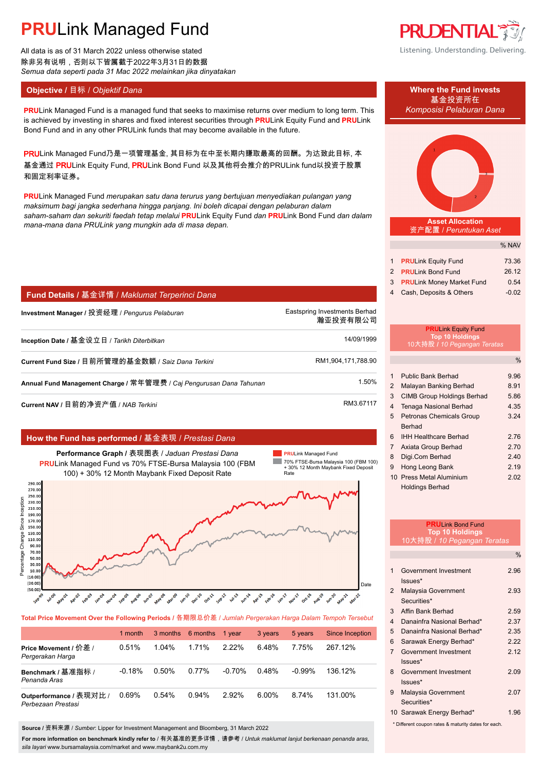# PRULink Managed Fund

All data is as of 31 March 2022 unless otherwise stated
除非另有说明，否则以下皆属截于2022年3月31日的数据
*Semua data seperti pada 31 Mac 2022 melainkan jika dinyatakan*

## Objective / 目标 / *Objektif Dana*

**PRU**Link Managed Fund is a managed fund that seeks to maximise returns over medium to long term. This is achieved by investing in shares and fixed interest securities through **PRU**Link Equity Fund and **PRU**Link Bond Fund and in any other PRULink funds that may become available in the future.

**PRU**Link Managed Fund乃是一项管理基金, 其目标为在中至长期内赚取最高的回酬。为达致此目标, 本基金通过 **PRU**Link Equity Fund, **PRU**Link Bond Fund 以及其他将会推介的PRULink fund以投资于股票和固定利率证券。

**PRU**Link Managed Fund *merupakan satu dana terurus yang bertujuan menyediakan pulangan yang maksimum bagi jangka sederhana hingga panjang. Ini boleh dicapai dengan pelaburan dalam saham-saham dan sekuriti faedah tetap melalui* **PRU**Link Equity Fund *dan* **PRU**Link Bond Fund *dan dalam mana-mana dana PRULink yang mungkin ada di masa depan.*

## Fund Details / 基金详情 / *Maklumat Terperinci Dana*

| | |
|---|---|
| **Investment Manager / 投资经理** / *Pengurus Pelaburan* | Eastspring Investments Berhad 瀚亚投资有限公司 |
| **Inception Date / 基金设立日** / *Tarikh Diterbitkan* | 14/09/1999 |
| **Current Fund Size / 目前所管理的基金数额** / *Saiz Dana Terkini* | RM1,904,171,788.90 |
| **Annual Fund Management Charge / 常年管理费** / *Caj Pengurusan Dana Tahunan* | 1.50% |
| **Current NAV / 目前的净资产值** / *NAB Terkini* | RM3.67117 |

## How the Fund has performed / 基金表现 / *Prestasi Dana*

**Performance Graph / 表现图表 / *Jaduan Prestasi Dana***
**PRU**Link Managed Fund vs 70% FTSE-Bursa Malaysia 100 (FBM 100) + 30% 12 Month Maybank Fixed Deposit Rate

**Total Price Movement Over the Following Periods / 各期限总价差 / *Jumlah Pergerakan Harga Dalam Tempoh Tersebut***

| | 1 month | 3 months | 6 months | 1 year | 3 years | 5 years | Since Inception |
|---|---|---|---|---|---|---|---|
| **Price Movement / 价差 /** *Pergerakan Harga* | 0.51% | 1.04% | 1.71% | 2.22% | 6.48% | 7.75% | 267.12% |
| **Benchmark / 基准指标 /** *Penanda Aras* | -0.18% | 0.50% | 0.77% | -0.70% | 0.48% | -0.99% | 136.12% |
| **Outperformance / 表现对比 /** *Perbezaan Prestasi* | 0.69% | 0.54% | 0.94% | 2.92% | 6.00% | 8.74% | 131.00% |

**Source / 资料来源 / *Sumber*:** Lipper for Investment Management and Bloomberg, 31 March 2022

**For more information on benchmark kindly refer to / 有关基准的更多详情，请参考 / *Untuk maklumat lanjut berkenaan penanda aras, sila layari*** www.bursamalaysia.com/market and www.maybank2u.com.my

## Where the Fund invests / 基金投资所在 / *Komposisi Pelaburan Dana*

**Asset Allocation / 资产配置 / *Peruntukan Aset***

| | | % NAV |
|---|---|---|
| 1 | **PRU**Link Equity Fund | 73.36 |
| 2 | **PRU**Link Bond Fund | 26.12 |
| 3 | **PRU**Link Money Market Fund | 0.54 |
| 4 | Cash, Deposits & Others | -0.02 |

**PRULink Equity Fund Top 10 Holdings / 10大持股 / *10 Pegangan Teratas***

| | | % |
|---|---|---|
| 1 | Public Bank Berhad | 9.96 |
| 2 | Malayan Banking Berhad | 8.91 |
| 3 | CIMB Group Holdings Berhad | 5.86 |
| 4 | Tenaga Nasional Berhad | 4.35 |
| 5 | Petronas Chemicals Group Berhad | 3.24 |
| 6 | IHH Healthcare Berhad | 2.76 |
| 7 | Axiata Group Berhad | 2.70 |
| 8 | Digi.Com Berhad | 2.40 |
| 9 | Hong Leong Bank | 2.19 |
| 10 | Press Metal Aluminium Holdings Berhad | 2.02 |

**PRULink Bond Fund Top 10 Holdings / 10大持股 / *10 Pegangan Teratas***

| | | % |
|---|---|---|
| 1 | Government Investment Issues* | 2.96 |
| 2 | Malaysia Government Securities* | 2.93 |
| 3 | Affin Bank Berhad | 2.59 |
| 4 | Danainfra Nasional Berhad* | 2.37 |
| 5 | Danainfra Nasional Berhad* | 2.35 |
| 6 | Sarawak Energy Berhad* | 2.22 |
| 7 | Government Investment Issues* | 2.12 |
| 8 | Government Investment Issues* | 2.09 |
| 9 | Malaysia Government Securities* | 2.07 |
| 10 | Sarawak Energy Berhad* | 1.96 |

* Different coupon rates & maturity dates for each.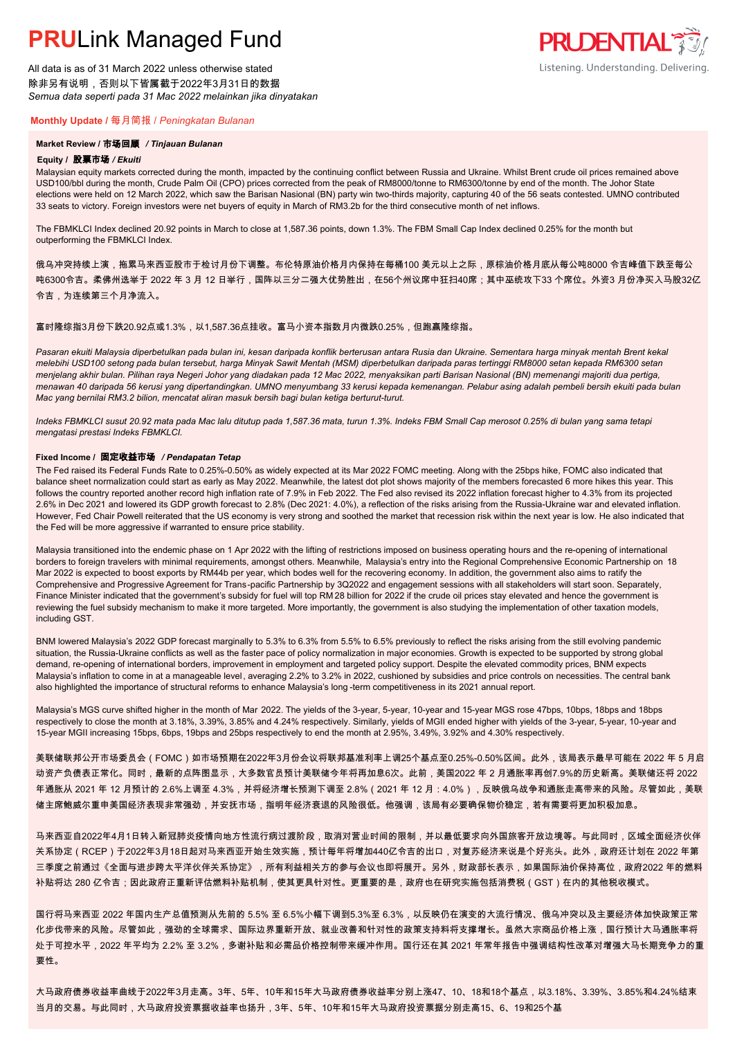# PRULink Managed Fund

All data is as of 31 March 2022 unless otherwise stated
除非另有说明，否则以下皆属截于2022年3月31日的数据
*Semua data seperti pada 31 Mac 2022 melainkan jika dinyatakan*

## Monthly Update / 每月简报 / *Peningkatan Bulanan*

### Market Review / 市场回顾 / *Tinjauan Bulanan*

**Equity / 股票市场 / *Ekuiti***

Malaysian equity markets corrected during the month, impacted by the continuing conflict between Russia and Ukraine. Whilst Brent crude oil prices remained above USD100/bbl during the month, Crude Palm Oil (CPO) prices corrected from the peak of RM8000/tonne to RM6300/tonne by end of the month. The Johor State elections were held on 12 March 2022, which saw the Barisan Nasional (BN) party win two-thirds majority, capturing 40 of the 56 seats contested. UMNO contributed 33 seats to victory. Foreign investors were net buyers of equity in March of RM3.2b for the third consecutive month of net inflows.

The FBMKLCI Index declined 20.92 points in March to close at 1,587.36 points, down 1.3%. The FBM Small Cap Index declined 0.25% for the month but outperforming the FBMKLCI Index.

俄乌冲突持续上演，拖累马来西亚股市于检讨月份下调整。布伦特原油价格月内保持在每桶100 美元以上之际，原棕油价格月底从每公吨8000 令吉峰值下跌至每公吨6300令吉。柔佛州选举于 2022 年 3 月 12 日举行，国阵以三分二强大优势胜出，在56个州议席中狂扫40席；其中巫统攻下33 个席位。外资3 月份净买入马股32亿令吉，为连续第三个月净流入。

富时隆综指3月份下跌20.92点或1.3%，以1,587.36点挂收。富马小资本指数月内微跌0.25%，但跑赢隆综指。

*Pasaran ekuiti Malaysia diperbetulkan pada bulan ini, kesan daripada konflik berterusan antara Rusia dan Ukraine. Sementara harga minyak mentah Brent kekal melebihi USD100 setong pada bulan tersebut, harga Minyak Sawit Mentah (MSM) diperbetulkan daripada paras tertinggi RM8000 setan kepada RM6300 setan menjelang akhir bulan. Pilihan raya Negeri Johor yang diadakan pada 12 Mac 2022, menyaksikan parti Barisan Nasional (BN) memenangi majoriti dua pertiga, menawan 40 daripada 56 kerusi yang dipertandingkan. UMNO menyumbang 33 kerusi kepada kemenangan. Pelabur asing adalah pembeli bersih ekuiti pada bulan Mac yang bernilai RM3.2 bilion, mencatat aliran masuk bersih bagi bulan ketiga berturut-turut.*

*Indeks FBMKLCI susut 20.92 mata pada Mac lalu ditutup pada 1,587.36 mata, turun 1.3%. Indeks FBM Small Cap merosot 0.25% di bulan yang sama tetapi mengatasi prestasi Indeks FBMKLCI.*

**Fixed Income / 固定收益市场 / *Pendapatan Tetap***

The Fed raised its Federal Funds Rate to 0.25%-0.50% as widely expected at its Mar 2022 FOMC meeting. Along with the 25bps hike, FOMC also indicated that balance sheet normalization could start as early as May 2022. Meanwhile, the latest dot plot shows majority of the members forecasted 6 more hikes this year. This follows the country reported another record high inflation rate of 7.9% in Feb 2022. The Fed also revised its 2022 inflation forecast higher to 4.3% from its projected 2.6% in Dec 2021 and lowered its GDP growth forecast to 2.8% (Dec 2021: 4.0%), a reflection of the risks arising from the Russia-Ukraine war and elevated inflation. However, Fed Chair Powell reiterated that the US economy is very strong and soothed the market that recession risk within the next year is low. He also indicated that the Fed will be more aggressive if warranted to ensure price stability.

Malaysia transitioned into the endemic phase on 1 Apr 2022 with the lifting of restrictions imposed on business operating hours and the re-opening of international borders to foreign travelers with minimal requirements, amongst others. Meanwhile, Malaysia's entry into the Regional Comprehensive Economic Partnership on 18 Mar 2022 is expected to boost exports by RM44b per year, which bodes well for the recovering economy. In addition, the government also aims to ratify the Comprehensive and Progressive Agreement for Trans-pacific Partnership by 3Q2022 and engagement sessions with all stakeholders will start soon. Separately, Finance Minister indicated that the government's subsidy for fuel will top RM 28 billion for 2022 if the crude oil prices stay elevated and hence the government is reviewing the fuel subsidy mechanism to make it more targeted. More importantly, the government is also studying the implementation of other taxation models, including GST.

BNM lowered Malaysia's 2022 GDP forecast marginally to 5.3% to 6.3% from 5.5% to 6.5% previously to reflect the risks arising from the still evolving pandemic situation, the Russia-Ukraine conflicts as well as the faster pace of policy normalization in major economies. Growth is expected to be supported by strong global demand, re-opening of international borders, improvement in employment and targeted policy support. Despite the elevated commodity prices, BNM expects Malaysia's inflation to come in at a manageable level, averaging 2.2% to 3.2% in 2022, cushioned by subsidies and price controls on necessities. The central bank also highlighted the importance of structural reforms to enhance Malaysia's long-term competitiveness in its 2021 annual report.

Malaysia's MGS curve shifted higher in the month of Mar 2022. The yields of the 3-year, 5-year, 10-year and 15-year MGS rose 47bps, 10bps, 18bps and 18bps respectively to close the month at 3.18%, 3.39%, 3.85% and 4.24% respectively. Similarly, yields of MGII ended higher with yields of the 3-year, 5-year, 10-year and 15-year MGII increasing 15bps, 6bps, 19bps and 25bps respectively to end the month at 2.95%, 3.49%, 3.92% and 4.30% respectively.

美联储联邦公开市场委员会（FOMC）如市场预期在2022年3月份会议将联邦基准利率上调25个基点至0.25%-0.50%区间。此外，该局表示最早可能在 2022 年 5 月启动资产负债表正常化。同时，最新的点阵图显示，大多数官员预计美联储今年将再加息6次。此前，美国2022 年 2 月通胀率再创7.9%的历史新高。美联储还将 2022 年通胀从 2021 年 12 月预计的 2.6%上调至 4.3%，并将经济增长预测下调至 2.8%（2021 年 12 月：4.0%），反映俄乌战争和通胀走高带来的风险。尽管如此，美联储主席鲍威尔重申美国经济表现非常强劲，并安抚市场，指明年经济衰退的风险很低。他强调，该局有必要确保物价稳定，若有需要将更加积极加息。

马来西亚自2022年4月1日转入新冠肺炎疫情向地方性流行病过渡阶段，取消对营业时间的限制，并以最低要求向外国旅客开放边境等。与此同时，区域全面经济伙伴关系协定（RCEP）于2022年3月18日起对马来西亚开始生效实施，预计每年将增加440亿令吉的出口，对复苏经济来说是个好兆头。此外，政府还计划在 2022 年第三季度之前通过《全面与进步跨太平洋伙伴关系协定》，所有利益相关方的参与会议也即将展开。另外，财政部长表示，如果国际油价保持高位，政府2022 年的燃料补贴将达 280 亿令吉；因此政府正重新评估燃料补贴机制，使其更具针对性。更重要的是，政府也在研究实施包括消费税（GST）在内的其他税收模式。

国行将马来西亚 2022 年国内生产总值预测从先前的 5.5% 至 6.5%小幅下调到5.3%至 6.3%，以反映仍在演变的大流行情况、俄乌冲突以及主要经济体加快政策正常化步伐带来的风险。尽管如此，强劲的全球需求、国际边界重新开放、就业改善和针对性的政策支持料将支撑增长。虽然大宗商品价格上涨，国行预计大马通胀率将处于可控水平，2022 年平均为 2.2% 至 3.2%，多谢补贴和必需品价格控制带来缓冲作用。国行还在其 2021 年常年报告中强调结构性改革对增强大马长期竞争力的重要性。

大马政府债券收益率曲线于2022年3月走高。3年、5年、10年和15年大马政府债券收益率分别上涨47、10、18和18个基点，以3.18%、3.39%、3.85%和4.24%结束当月的交易。与此同时，大马政府投资票据收益率也扬升，3年、5年、10年和15年大马政府投资票据分别走高15、6、19和25个基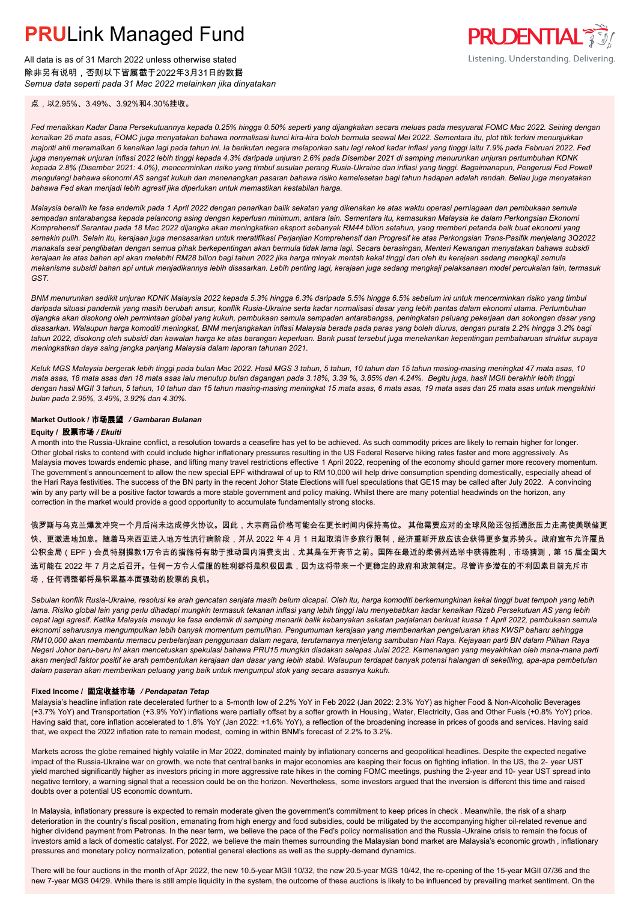点，以2.95%、3.49%、3.92%和4.30%挂收。

*Fed menaikkan Kadar Dana Persekutuannya kepada 0.25% hingga 0.50% seperti yang dijangkakan secara meluas pada mesyuarat FOMC Mac 2022. Seiring dengan kenaikan 25 mata asas, FOMC juga menyatakan bahawa normalisasi kunci kira-kira boleh bermula seawal Mei 2022. Sementara itu, plot titik terkini menunjukkan majoriti ahli meramalkan 6 kenaikan lagi pada tahun ini. Ia berikutan negara melaporkan satu lagi rekod kadar inflasi yang tinggi iaitu 7.9% pada Februari 2022. Fed juga menyemak unjuran inflasi 2022 lebih tinggi kepada 4.3% daripada unjuran 2.6% pada Disember 2021 di samping menurunkan unjuran pertumbuhan KDNK kepada 2.8% (Disember 2021: 4.0%), mencerminkan risiko yang timbul susulan perang Rusia-Ukraine dan inflasi yang tinggi. Bagaimanapun, Pengerusi Fed Powell mengulangi bahawa ekonomi AS sangat kukuh dan menenangkan pasaran bahawa risiko kemelesetan bagi tahun hadapan adalah rendah. Beliau juga menyatakan bahawa Fed akan menjadi lebih agresif jika diperlukan untuk memastikan kestabilan harga.*

*Malaysia beralih ke fasa endemik pada 1 April 2022 dengan penarikan balik sekatan yang dikenakan ke atas waktu operasi perniagaan dan pembukaan semula sempadan antarabangsa kepada pelancong asing dengan keperluan minimum, antara lain. Sementara itu, kemasukan Malaysia ke dalam Perkongsian Ekonomi Komprehensif Serantau pada 18 Mac 2022 dijangka akan meningkatkan eksport sebanyak RM44 bilion setahun, yang memberi petanda baik buat ekonomi yang semakin pulih. Selain itu, kerajaan juga mensasarkan untuk meratifikasi Perjanjian Komprehensif dan Progresif ke atas Perkongsian Trans-Pasifik menjelang 3Q2022 manakala sesi penglibatan dengan semua pihak berkepentingan akan bermula tidak lama lagi. Secara berasingan, Menteri Kewangan menyatakan bahawa subsidi kerajaan ke atas bahan api akan melebihi RM28 bilion bagi tahun 2022 jika harga minyak mentah kekal tinggi dan oleh itu kerajaan sedang mengkaji semula mekanisme subsidi bahan api untuk menjadikannya lebih disasarkan. Lebih penting lagi, kerajaan juga sedang mengkaji pelaksanaan model percukaian lain, termasuk GST.*

*BNM menurunkan sedikit unjuran KDNK Malaysia 2022 kepada 5.3% hingga 6.3% daripada 5.5% hingga 6.5% sebelum ini untuk mencerminkan risiko yang timbul daripada situasi pandemik yang masih berubah ansur, konflik Rusia-Ukraine serta kadar normalisasi dasar yang lebih pantas dalam ekonomi utama. Pertumbuhan dijangka akan disokong oleh permintaan global yang kukuh, pembukaan semula sempadan antarabangsa, peningkatan peluang pekerjaan dan sokongan dasar yang disasarkan. Walaupun harga komoditi meningkat, BNM menjangkakan inflasi Malaysia berada pada paras yang boleh diurus, dengan purata 2.2% hingga 3.2% bagi tahun 2022, disokong oleh subsidi dan kawalan harga ke atas barangan keperluan. Bank pusat tersebut juga menekankan kepentingan pembaharuan struktur supaya meningkatkan daya saing jangka panjang Malaysia dalam laporan tahunan 2021.*

*Keluk MGS Malaysia bergerak lebih tinggi pada bulan Mac 2022. Hasil MGS 3 tahun, 5 tahun, 10 tahun dan 15 tahun masing-masing meningkat 47 mata asas, 10 mata asas, 18 mata asas dan 18 mata asas lalu menutup bulan dagangan pada 3.18%, 3.39 %, 3.85% dan 4.24%. Begitu juga, hasil MGII berakhir lebih tinggi dengan hasil MGII 3 tahun, 5 tahun, 10 tahun dan 15 tahun masing-masing meningkat 15 mata asas, 6 mata asas, 19 mata asas dan 25 mata asas untuk mengakhiri bulan pada 2.95%, 3.49%, 3.92% dan 4.30%.*

### Market Outlook / 市场展望 / *Gambaran Bulanan*

#### Equity / 股票市场 / *Ekuiti*

A month into the Russia-Ukraine conflict, a resolution towards a ceasefire has yet to be achieved. As such commodity prices are likely to remain higher for longer. Other global risks to contend with could include higher inflationary pressures resulting in the US Federal Reserve hiking rates faster and more aggressively. As Malaysia moves towards endemic phase, and lifting many travel restrictions effective 1 April 2022, reopening of the economy should garner more recovery momentum. The government's announcement to allow the new special EPF withdrawal of up to RM 10,000 will help drive consumption spending domestically, especially ahead of the Hari Raya festivities. The success of the BN party in the recent Johor State Elections will fuel speculations that GE15 may be called after July 2022. A convincing win by any party will be a positive factor towards a more stable government and policy making. Whilst there are many potential headwinds on the horizon, any correction in the market would provide a good opportunity to accumulate fundamentally strong stocks.

俄罗斯与乌克兰爆发冲突一个月后尚未达成停火协议。因此，大宗商品价格可能会在更长时间内保持高位。 其他需要应对的全球风险还包括通胀压力走高促使美联储更快、更激进地加息。随着马来西亚进入地方性流行病阶段，并从 2022 年 4 月 1 日起取消许多旅行限制，经济重新开放应该会获得更多复苏势头。政府宣布允许雇员公积金局（EPF）会员特别提款1万令吉的措施将有助于推动国内消费支出，尤其是在开斋节之前。国阵在最近的柔佛州选举中获得胜利，市场猜测，第 15 届全国大选可能在 2022 年 7 月之后召开。任何一方令人信服的胜利都将是积极因素，因为这将带来一个更稳定的政府和政策制定。尽管许多潜在的不利因素目前充斥市场，任何调整都将是积累基本面强劲的股票的良机。

*Sebulan konflik Rusia-Ukraine, resolusi ke arah gencatan senjata masih belum dicapai. Oleh itu, harga komoditi berkemungkinan kekal tinggi buat tempoh yang lebih lama. Risiko global lain yang perlu dihadapi mungkin termasuk tekanan inflasi yang lebih tinggi lalu menyebabkan Rizab Persekutuan AS yang lebih cepat lagi agresif. Ketika Malaysia menuju ke fasa endemik di samping menarik balik kebanyakan sekatan perjalanan berkuat kuasa 1 April 2022, pembukaan semula ekonomi seharusnya mengumpulkan lebih banyak momentum pemulihan. Pengumuman kerajaan yang membenarkan pengeluaran khas KWSP baharu sehingga RM10,000 akan membantu memacu perbelanjaan penggunaan dalam negara, terutamanya menjelang sambutan Hari Raya. Kejayaan parti BN dalam Pilihan Raya Negeri Johor baru-baru ini akan mencetuskan spekulasi bahawa PRU15 mungkin diadakan selepas Julai 2022. Kemenangan yang meyakinkan oleh mana-mana parti akan menjadi faktor positif ke arah pembentukan kerajaan dan dasar yang lebih stabil. Walaupun terdapat banyak potensi halangan di sekeliling, apa-apa pembetulan dalam pasaran akan memberikan peluang yang baik untuk mengumpul stok yang secara asasnya kukuh.*

#### Fixed Income / 固定收益市场 / *Pendapatan Tetap*

Malaysia's headline inflation rate decelerated further to a 5-month low of 2.2% YoY in Feb 2022 (Jan 2022: 2.3% YoY) as higher Food & Non-Alcoholic Beverages (+3.7% YoY) and Transportation (+3.9% YoY) inflations were partially offset by a softer growth in Housing, Water, Electricity, Gas and Other Fuels (+0.8% YoY) price. Having said that, core inflation accelerated to 1.8% YoY (Jan 2022: +1.6% YoY), a reflection of the broadening increase in prices of goods and services. Having said that, we expect the 2022 inflation rate to remain modest, coming in within BNM's forecast of 2.2% to 3.2%.

Markets across the globe remained highly volatile in Mar 2022, dominated mainly by inflationary concerns and geopolitical headlines. Despite the expected negative impact of the Russia-Ukraine war on growth, we note that central banks in major economies are keeping their focus on fighting inflation. In the US, the 2- year UST yield marched significantly higher as investors pricing in more aggressive rate hikes in the coming FOMC meetings, pushing the 2-year and 10- year UST spread into negative territory, a warning signal that a recession could be on the horizon. Nevertheless, some investors argued that the inversion is different this time and raised doubts over a potential US economic downturn.

In Malaysia, inflationary pressure is expected to remain moderate given the government's commitment to keep prices in check. Meanwhile, the risk of a sharp deterioration in the country's fiscal position, emanating from high energy and food subsidies, could be mitigated by the accompanying higher oil-related revenue and higher dividend payment from Petronas. In the near term, we believe the pace of the Fed's policy normalisation and the Russia-Ukraine crisis to remain the focus of investors amid a lack of domestic catalyst. For 2022, we believe the main themes surrounding the Malaysian bond market are Malaysia's economic growth, inflationary pressures and monetary policy normalization, potential general elections as well as the supply-demand dynamics.

There will be four auctions in the month of Apr 2022, the new 10.5-year MGII 10/32, the new 20.5-year MGS 10/42, the re-opening of the 15-year MGII 07/36 and the new 7-year MGS 04/29. While there is still ample liquidity in the system, the outcome of these auctions is likely to be influenced by prevailing market sentiment. On the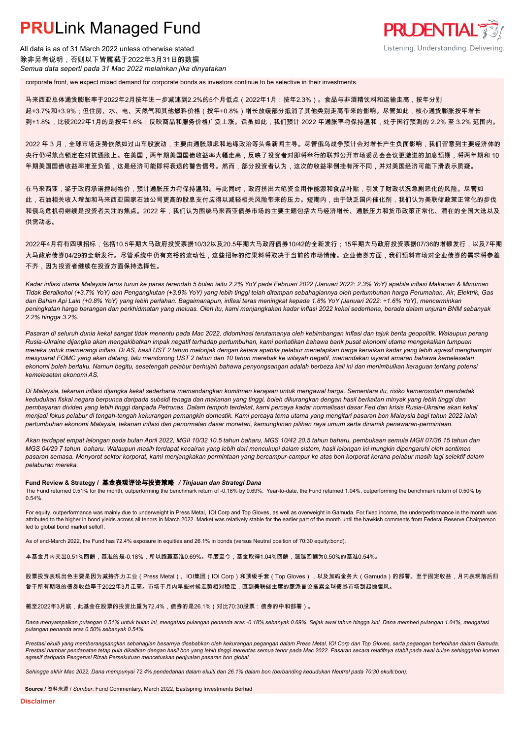corporate front, we expect mixed demand for corporate bonds as investors continue to be selective in their investments.

马来西亚总体通货膨胀率于2022年2月按年进一步减速到2.2%的5个月低点（2022年1月：按年2.3%）。食品与非酒精饮料和运输走高，按年分别起+3.7%和+3.9%；但住房、水、电、天然气和其他燃料价格（按年+0.8%）增长放缓部分抵消了其他类别走高带来的影响。尽管如此，核心通货膨胀按年增长到+1.8%，比较2022年1月的是按年1.6%；反映商品和服务价格广泛上涨。话虽如此，我们预计 2022 年通胀率将保持温和，处于国行预测的 2.2% 至 3.2% 范围内。

2022 年 3 月，全球市场走势依然如过山车般波动，主要由通胀顾虑和地缘政治等头条新闻主导。尽管俄乌战争预计会对增长产生负面影响，我们留意到主要经济体的央行仍将焦点锁定在对抗通膨上。在美国，两年期美国国债收益率大幅走高，反映了投资者对即将举行的联邦公开市场委员会会议更激进的加息预期，将两年期和 10 年期美国国债收益率推至负值，这是经济可能即将衰退的警告信号。然而，部分投资者认为，这次的收益率倒挂有所不同，并对美国经济可能下滑表示质疑。

在马来西亚，鉴于政府承诺控制物价，预计通胀压力将保持温和。与此同时，政府挤出大笔资金用作能源和食品补贴，引发了财政状况急剧恶化的风险。尽管如此，石油相关收入增加和马来西亚国家石油公司更高的股息支付应得以减轻相关风险带来的压力。短期内，由于缺乏国内催化剂，我们认为美联储政策正常化的步伐和俄乌危机将继续是投资者关注的焦点。2022 年，我们认为围绕马来西亚债券市场的主要主题包括大马经济增长、通胀压力和货币政策正常化、潜在的全国大选以及供需动态。

2022年4月将有四项招标，包括10.5年期大马政府投资票据10/32以及20.5年期大马政府债券10/42的全新发行；15年期大马政府投资票据07/36的增额发行，以及7年期大马政府债券04/29的全新发行。尽管系统中仍有充裕的流动性，这些招标的结果料将取决于当前的市场情绪。企业债券方面，我们预料市场对企业债券的需求将参差不齐，因为投资者继续在投资方面保持选择性。

*Kadar inflasi utama Malaysia terus turun ke paras terendah 5 bulan iaitu 2.2% YoY pada Februari 2022 (Januari 2022: 2.3% YoY) apabila inflasi Makanan & Minuman Tidak Beralkohol (+3.7% YoY) dan Pengangkutan (+3.9% YoY) yang lebih tinggi telah ditampan sebahagiannya oleh pertumbuhan harga Perumahan, Air, Elektrik, Gas dan Bahan Api Lain (+0.8% YoY) yang lebih perlahan. Bagaimanapun, inflasi teras meningkat kepada 1.8% YoY (Januari 2022: +1.6% YoY), mencerminkan peningkatan harga barangan dan perkhidmatan yang meluas. Oleh itu, kami menjangkakan kadar inflasi 2022 kekal sederhana, berada dalam unjuran BNM sebanyak 2.2% hingga 3.2%.*

*Pasaran di seluruh dunia kekal sangat tidak menentu pada Mac 2022, didominasi terutamanya oleh kebimbangan inflasi dan tajuk berita geopolitik. Walaupun perang Rusia-Ukraine dijangka akan mengakibatkan impak negatif terhadap pertumbuhan, kami perhatikan bahawa bank pusat ekonomi utama mengekalkan tumpuan mereka untuk memerangi inflasi. Di AS, hasil UST 2 tahun melonjak dengan ketara apabila pelabur menetapkan harga kenaikan kadar yang lebih agresif menghampiri mesyuarat FOMC yang akan datang, lalu mendorong UST 2 tahun dan 10 tahun merebak ke wilayah negatif, menandakan isyarat amaran bahawa kemelesetan ekonomi boleh berlaku. Namun begitu, sesetengah pelabur berhujah bahawa penyongsangan adalah berbeza kali ini dan menimbulkan keraguan tentang potensi kemelesetan ekonomi AS.*

*Di Malaysia, tekanan inflasi dijangka kekal sederhana memandangkan komitmen kerajaan untuk mengawal harga. Sementara itu, risiko kemerosotan mendadak kedudukan fiskal negara berpunca daripada subsidi tenaga dan makanan yang tinggi, boleh dikurangkan dengan hasil berkaitan minyak yang lebih tinggi dan pembayaran dividen yang lebih tinggi daripada Petronas. Dalam tempoh terdekat, kami percaya kadar normalisasi dasar Fed dan krisis Rusia-Ukraine akan kekal menjadi fokus pelabur di tengah-tengah kekurangan pemangkin domestik. Kami percaya tema utama yang mengitari pasaran bon Malaysia bagi tahun 2022 ialah pertumbuhan ekonomi Malaysia, tekanan inflasi dan penormalan dasar monetari, kemungkinan pilihan raya umum serta dinamik penawaran-permintaan.*

*Akan terdapat empat lelongan pada bulan April 2022, MGII 10/32 10.5 tahun baharu, MGS 10/42 20.5 tahun baharu, pembukaan semula MGII 07/36 15 tahun dan MGS 04/29 7 tahun baharu. Walaupun masih terdapat kecairan yang lebih dari mencukupi dalam sistem, hasil lelongan ini mungkin dipengaruhi oleh sentimen pasaran semasa. Menyorot sektor korporat, kami menjangkakan permintaan yang bercampur-campur ke atas bon korporat kerana pelabur masih lagi selektif dalam pelaburan mereka.*

**Fund Review & Strategy / 基金表现评论与投资策略 / *Tinjauan dan Strategi Dana***

The Fund returned 0.51% for the month, outperforming the benchmark return of -0.18% by 0.69%. Year-to-date, the Fund returned 1.04%, outperforming the benchmark return of 0.50% by 0.54%.

For equity, outperformance was mainly due to underweight in Press Metal, IOI Corp and Top Gloves, as well as overweight in Gamuda. For fixed income, the underperformance in the month was attributed to the higher in bond yields across all tenors in March 2022. Market was relatively stable for the earlier part of the month until the hawkish comments from Federal Reserve Chairperson led to global bond market selloff.

As of end-March 2022, the Fund has 72.4% exposure in equities and 26.1% in bonds (versus Neutral position of 70:30 equity:bond).

本基金月内交出0.51%回酬，基准的是-0.18%，所以跑赢基准0.69%。年度至今，基金取得1.04%回酬，超越回酬为0.50%的基准0.54%。

股票投资表现出色主要是因为减持齐力工业（Press Metal）、IOI集团（IOI Corp）和顶级手套（Top Gloves），以及加码金务大（Gamuda）的部署。至于固定收益，月内表现落后归咎于所有期限的债券收益率于2022年3月走高。市场于月内早些时候走势相对稳定，直到美联储主席的鹰派言论拖累全球债券市场刮起抛售风。

截至2022年3月底，此基金在股票的投资比重为72.4%，债券的是26.1%（对比70:30股票：债券的中和部署）。

*Dana menyampaikan pulangan 0.51% untuk bulan ini, mengatasi pulangan penanda aras -0.18% sebanyak 0.69%. Sejak awal tahun hingga kini, Dana memberi pulangan 1.04%, mengatasi pulangan penanda aras 0.50% sebanyak 0.54%.*

*Prestasi ekuiti yang memberangsangkan sebahagian besarnya disebabkan oleh kekurangan pegangan dalam Press Metal, IOI Corp dan Top Gloves, serta pegangan berlebihan dalam Gamuda. Prestasi hambar pendapatan tetap pula dikaitkan dengan hasil bon yang lebih tinggi merentas semua tenor pada Mac 2022. Pasaran secara relatifnya stabil pada awal bulan sehinggalah komen agresif daripada Pengerusi Rizab Persekutuan mencetuskan penjualan pasaran bon global.*

*Sehingga akhir Mac 2022, Dana mempunyai 72.4% pendedahan dalam ekuiti dan 26.1% dalam bon (berbanding kedudukan Neutral pada 70:30 ekuiti:bon).*

**Source** / 资料来源 / *Sumber*: Fund Commentary, March 2022, Eastspring Investments Berhad

**Disclaimer**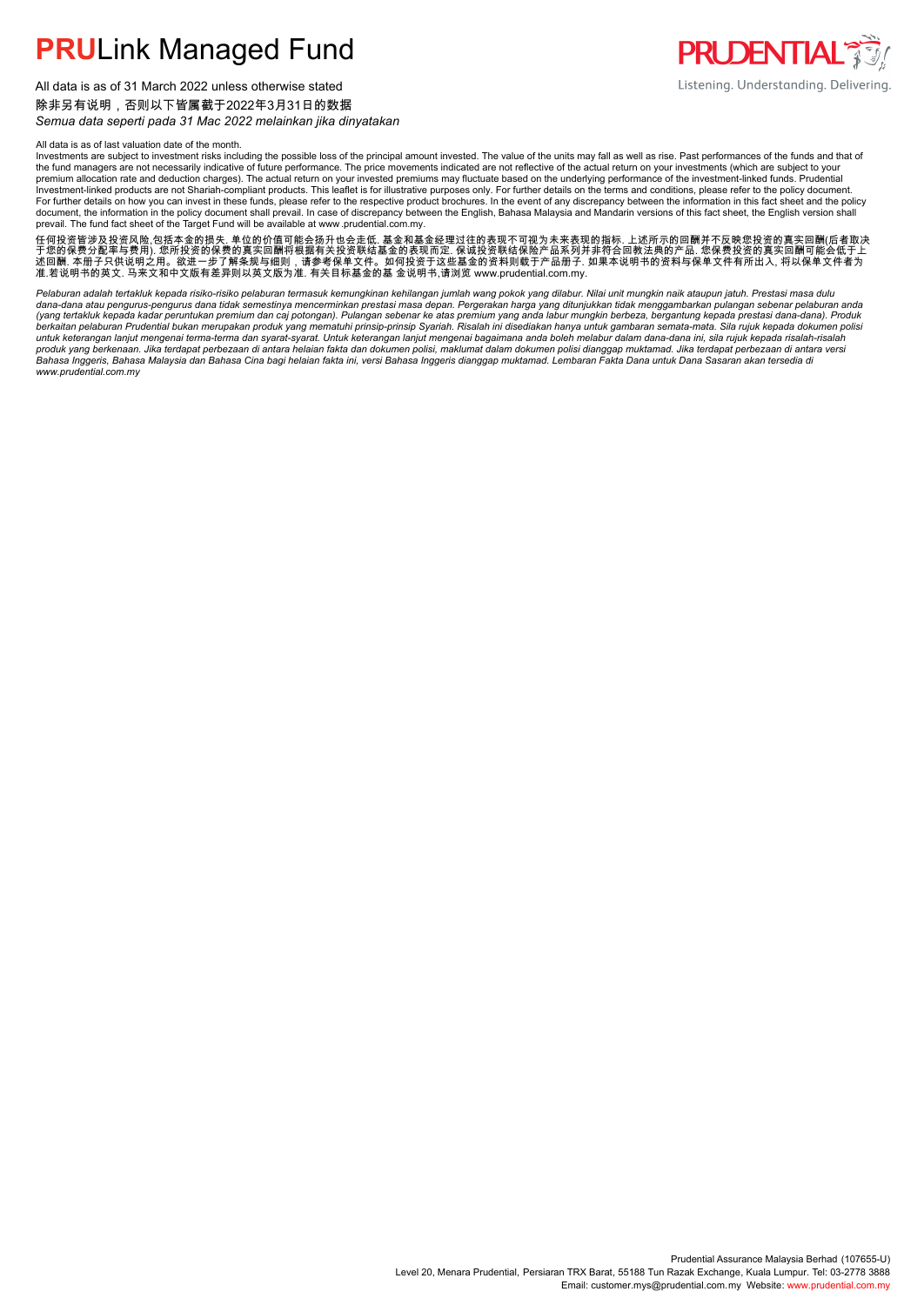# **PRU**Link Managed Fund

Listening. Understanding. Delivering.

All data is as of 31 March 2022 unless otherwise stated

除非另有说明，否则以下皆属截于2022年3月31日的数据

*Semua data seperti pada 31 Mac 2022 melainkan jika dinyatakan*

All data is as of last valuation date of the month.
Investments are subject to investment risks including the possible loss of the principal amount invested. The value of the units may fall as well as rise. Past performances of the funds and that of the fund managers are not necessarily indicative of future performance. The price movements indicated are not reflective of the actual return on your investments (which are subject to your premium allocation rate and deduction charges). The actual return on your invested premiums may fluctuate based on the underlying performance of the investment-linked funds. Prudential Investment-linked products are not Shariah-compliant products. This leaflet is for illustrative purposes only. For further details on the terms and conditions, please refer to the policy document. For further details on how you can invest in these funds, please refer to the respective product brochures. In the event of any discrepancy between the information in this fact sheet and the policy document, the information in the policy document shall prevail. In case of discrepancy between the English, Bahasa Malaysia and Mandarin versions of this fact sheet, the English version shall prevail. The fund fact sheet of the Target Fund will be available at www .prudential.com.my.

任何投资皆涉及投资风险,包括本金的损失. 单位的价值可能会扬升也会走低. 基金和基金经理过往的表现不可视为未来表现的指标. 上述所示的回酬并不反映您投资的真实回酬(后者取决于您的保费分配率与费用). 您所投资的保费的真实回酬将根据有关投资联结基金的表现而定. 保诚投资联结保险产品系列并非符合回教法典的产品. 您保费投资的真实回酬可能会低于上述回酬. 本册子只供说明之用。欲进一步了解条规与细则，请参考保单文件。如何投资于这些基金的资料则载于产品册子. 如果本说明书的资料与保单文件有所出入, 将以保单文件者为准.若说明书的英文. 马来文和中文版有差异则以英文版为准. 有关目标基金的基 金说明书,请浏览 www.prudential.com.my.

*Pelaburan adalah tertakluk kepada risiko-risiko pelaburan termasuk kemungkinan kehilangan jumlah wang pokok yang dilabur. Nilai unit mungkin naik ataupun jatuh. Prestasi masa dulu dana-dana atau pengurus-pengurus dana tidak semestinya mencerminkan prestasi masa depan. Pergerakan harga yang ditunjukkan tidak menggambarkan pulangan sebenar pelaburan anda (yang tertakluk kepada kadar peruntukan premium dan caj potongan). Pulangan sebenar ke atas premium yang anda labur mungkin berbeza, bergantung kepada prestasi dana-dana). Produk berkaitan pelaburan Prudential bukan merupakan produk yang mematuhi prinsip-prinsip Syariah. Risalah ini disediakan hanya untuk gambaran semata-mata. Sila rujuk kepada dokumen polisi untuk keterangan lanjut mengenai terma-terma dan syarat-syarat. Untuk keterangan lanjut mengenai bagaimana anda boleh melabur dalam dana-dana ini, sila rujuk kepada risalah-risalah produk yang berkenaan. Jika terdapat perbezaan di antara helaian fakta dan dokumen polisi, maklumat dalam dokumen polisi dianggap muktamad. Jika terdapat perbezaan di antara versi Bahasa Inggeris, Bahasa Malaysia dan Bahasa Cina bagi helaian fakta ini, versi Bahasa Inggeris dianggap muktamad. Lembaran Fakta Dana untuk Dana Sasaran akan tersedia di www.prudential.com.my*

Prudential Assurance Malaysia Berhad (107655-U)
Level 20, Menara Prudential, Persiaran TRX Barat, 55188 Tun Razak Exchange, Kuala Lumpur. Tel: 03-2778 3888
Email: customer.mys@prudential.com.my Website: www.prudential.com.my